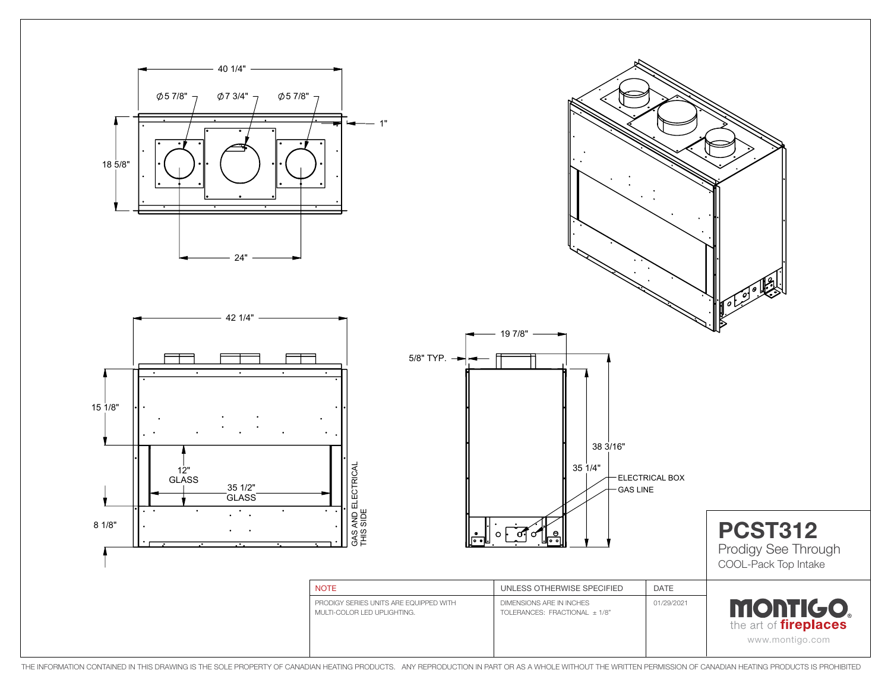# PCST312

Prodigy See Through

COOL-Pack Top Intake

40 1/4"

Ø5 7/8"　Ø7 3/4"　Ø5 7/8"

1"

18 5/8"

24"

42 1/4"

15 1/8"

12" GLASS

35 1/2" GLASS

8 1/8"

GAS AND ELECTRICAL THIS SIDE

19 7/8"

5/8" TYP.

38 3/16"

35 1/4"

ELECTRICAL BOX

GAS LINE

| NOTE | UNLESS OTHERWISE SPECIFIED | DATE |
|---|---|---|
| PRODIGY SERIES UNITS ARE EQUIPPED WITH MULTI-COLOR LED UPLIGHTING. | DIMENSIONS ARE IN INCHES<br>TOLERANCES: FRACTIONAL ± 1/8" | 01/29/2021 |

**MONTIGO.** the art of **fireplaces**

www.montigo.com

THE INFORMATION CONTAINED IN THIS DRAWING IS THE SOLE PROPERTY OF CANADIAN HEATING PRODUCTS. ANY REPRODUCTION IN PART OR AS A WHOLE WITHOUT THE WRITTEN PERMISSION OF CANADIAN HEATING PRODUCTS IS PROHIBITED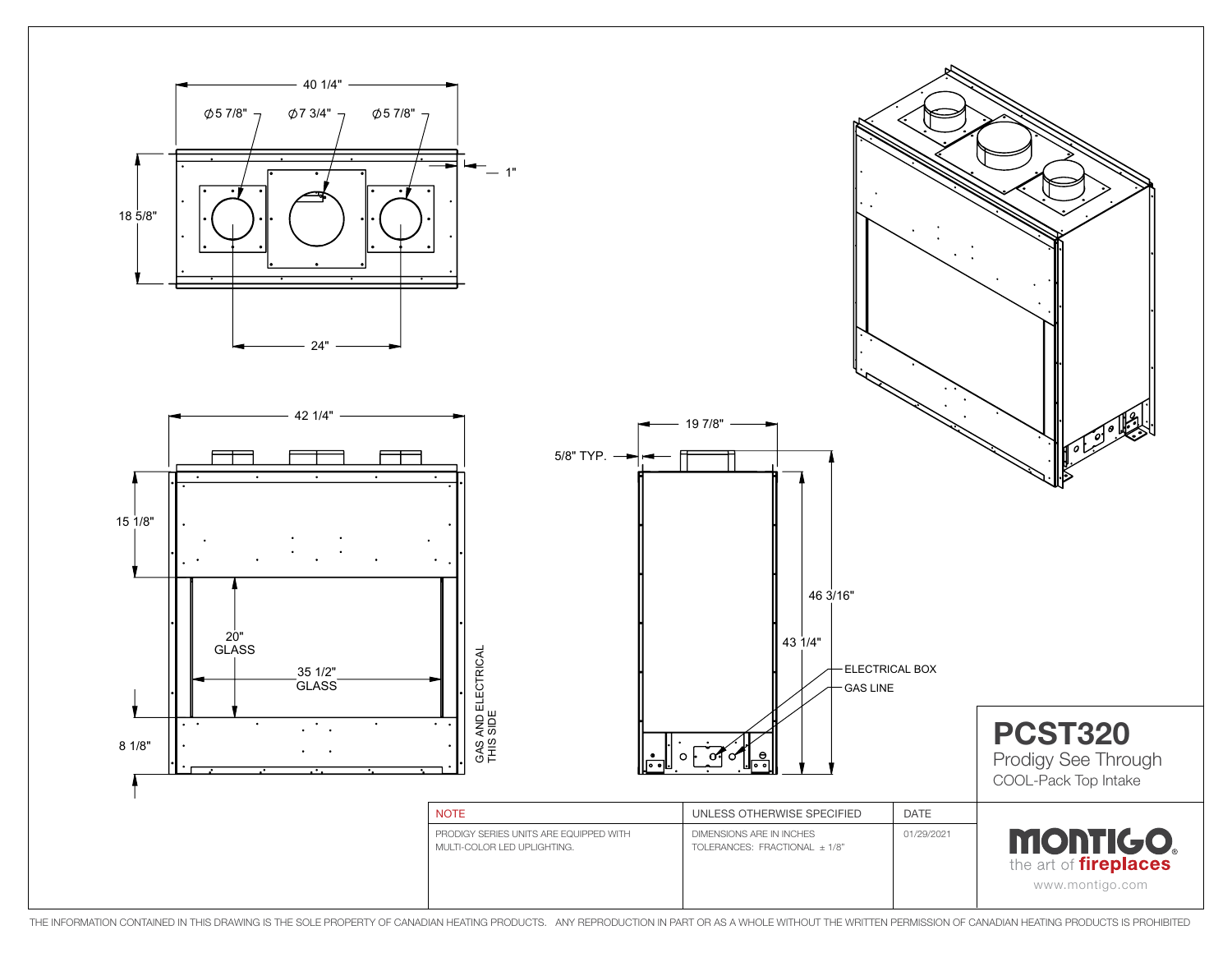40 1/4"

⌀5 7/8" ⌀7 3/4" ⌀5 7/8"

1"

18 5/8"

24"

42 1/4"

15 1/8"

20" GLASS

35 1/2" GLASS

8 1/8"

GAS AND ELECTRICAL THIS SIDE

19 7/8"

5/8" TYP.

46 3/16"

43 1/4"

ELECTRICAL BOX

GAS LINE

# PCST320

Prodigy See Through

COOL-Pack Top Intake

| NOTE | UNLESS OTHERWISE SPECIFIED | DATE |
| --- | --- | --- |
| PRODIGY SERIES UNITS ARE EQUIPPED WITH MULTI-COLOR LED UPLIGHTING. | DIMENSIONS ARE IN INCHES TOLERANCES: FRACTIONAL ± 1/8" | 01/29/2021 |

MONTIGO®
the art of fireplaces
www.montigo.com

THE INFORMATION CONTAINED IN THIS DRAWING IS THE SOLE PROPERTY OF CANADIAN HEATING PRODUCTS. ANY REPRODUCTION IN PART OR AS A WHOLE WITHOUT THE WRITTEN PERMISSION OF CANADIAN HEATING PRODUCTS IS PROHIBITED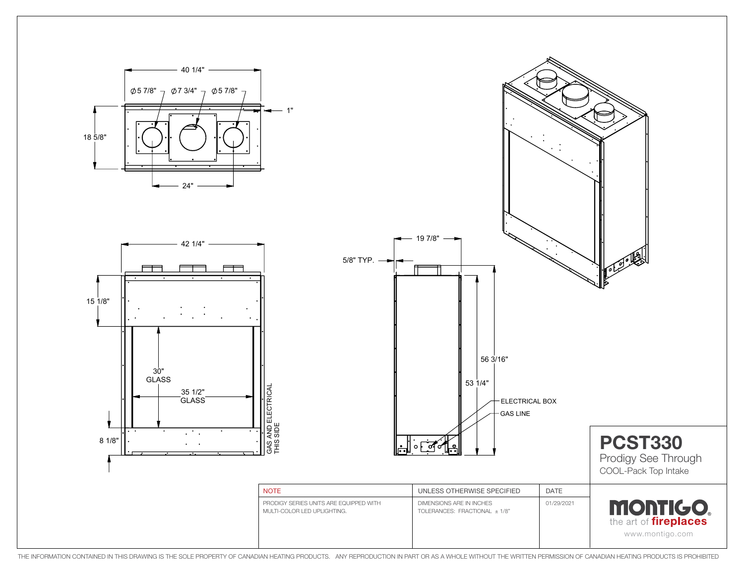40 1/4"

Ø5 7/8" Ø7 3/4" Ø5 7/8"

1"

18 5/8"

24"

42 1/4"

15 1/8"

30" GLASS

35 1/2" GLASS

8 1/8"

GAS AND ELECTRICAL THIS SIDE

19 7/8"

5/8" TYP.

56 3/16"

53 1/4"

ELECTRICAL BOX

GAS LINE

# PCST330

Prodigy See Through

COOL-Pack Top Intake

| NOTE | UNLESS OTHERWISE SPECIFIED | DATE |
| --- | --- | --- |
| PRODIGY SERIES UNITS ARE EQUIPPED WITH MULTI-COLOR LED UPLIGHTING. | DIMENSIONS ARE IN INCHES<br>TOLERANCES: FRACTIONAL ± 1/8" | 01/29/2021 |

MONTIGO
the art of fireplaces
www.montigo.com

THE INFORMATION CONTAINED IN THIS DRAWING IS THE SOLE PROPERTY OF CANADIAN HEATING PRODUCTS. ANY REPRODUCTION IN PART OR AS A WHOLE WITHOUT THE WRITTEN PERMISSION OF CANADIAN HEATING PRODUCTS IS PROHIBITED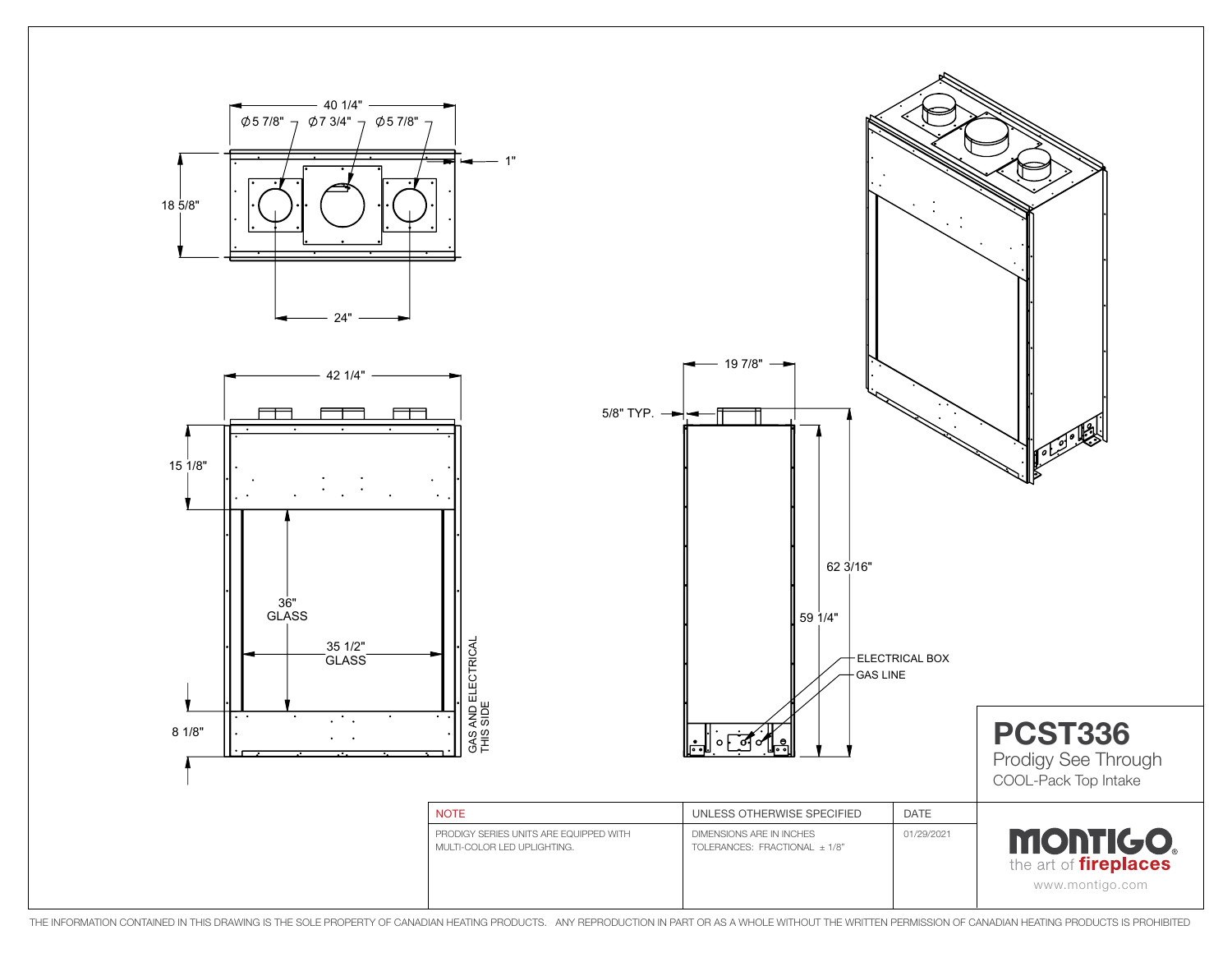40 1/4"

Ø5 7/8" Ø7 3/4" Ø5 7/8"

1"

18 5/8"

24"

42 1/4"

15 1/8"

36" GLASS

35 1/2" GLASS

8 1/8"

GAS AND ELECTRICAL THIS SIDE

19 7/8"

5/8" TYP.

62 3/16"

59 1/4"

ELECTRICAL BOX

GAS LINE

# PCST336

Prodigy See Through

COOL-Pack Top Intake

| NOTE | UNLESS OTHERWISE SPECIFIED | DATE |
|---|---|---|
| PRODIGY SERIES UNITS ARE EQUIPPED WITH MULTI-COLOR LED UPLIGHTING. | DIMENSIONS ARE IN INCHES TOLERANCES: FRACTIONAL ± 1/8" | 01/29/2021 |

MONTIGO

the art of fireplaces

www.montigo.com

THE INFORMATION CONTAINED IN THIS DRAWING IS THE SOLE PROPERTY OF CANADIAN HEATING PRODUCTS. ANY REPRODUCTION IN PART OR AS A WHOLE WITHOUT THE WRITTEN PERMISSION OF CANADIAN HEATING PRODUCTS IS PROHIBITED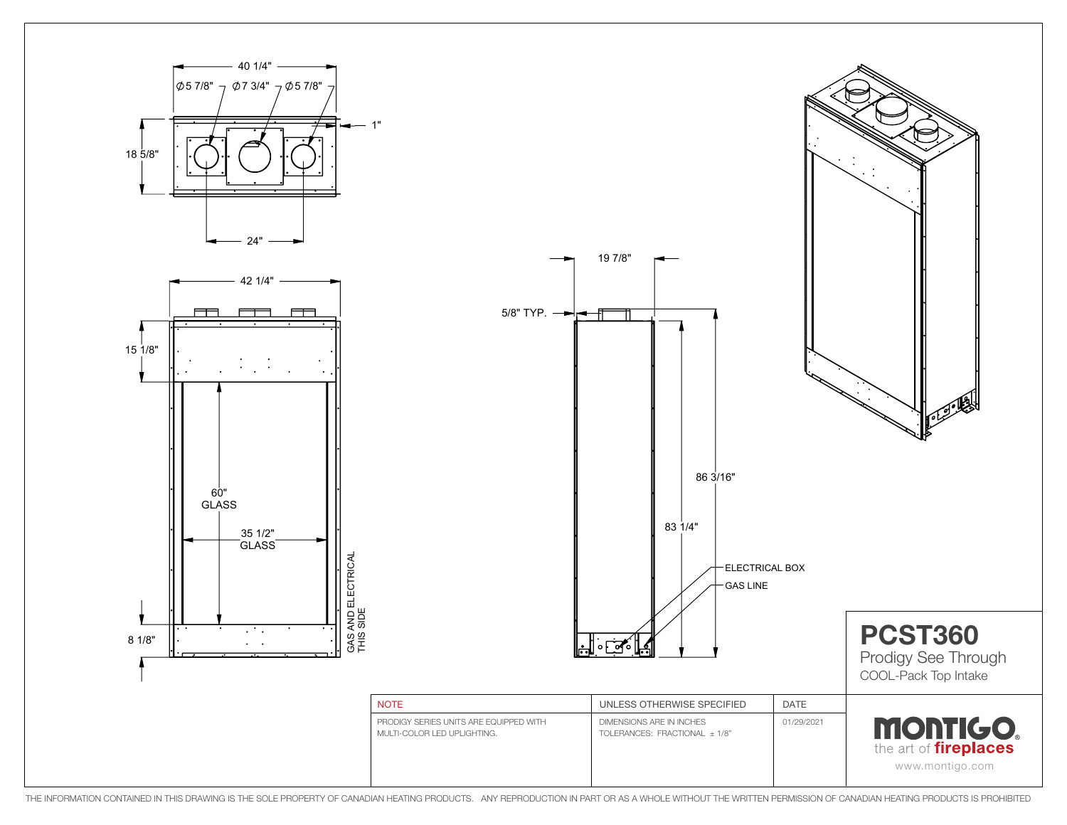40 1/4"

Ø5 7/8"  Ø7 3/4"  Ø5 7/8"

18 5/8"

1"

24"

42 1/4"

15 1/8"

60" GLASS

35 1/2" GLASS

8 1/8"

GAS AND ELECTRICAL THIS SIDE

19 7/8"

5/8" TYP.

86 3/16"

83 1/4"

ELECTRICAL BOX

GAS LINE

# PCST360

Prodigy See Through

COOL-Pack Top Intake

| NOTE | UNLESS OTHERWISE SPECIFIED | DATE |
| --- | --- | --- |
| PRODIGY SERIES UNITS ARE EQUIPPED WITH MULTI-COLOR LED UPLIGHTING. | DIMENSIONS ARE IN INCHES<br>TOLERANCES: FRACTIONAL ± 1/8" | 01/29/2021 |

MONTIGO®

the art of **fireplaces**

www.montigo.com

THE INFORMATION CONTAINED IN THIS DRAWING IS THE SOLE PROPERTY OF CANADIAN HEATING PRODUCTS. ANY REPRODUCTION IN PART OR AS A WHOLE WITHOUT THE WRITTEN PERMISSION OF CANADIAN HEATING PRODUCTS IS PROHIBITED